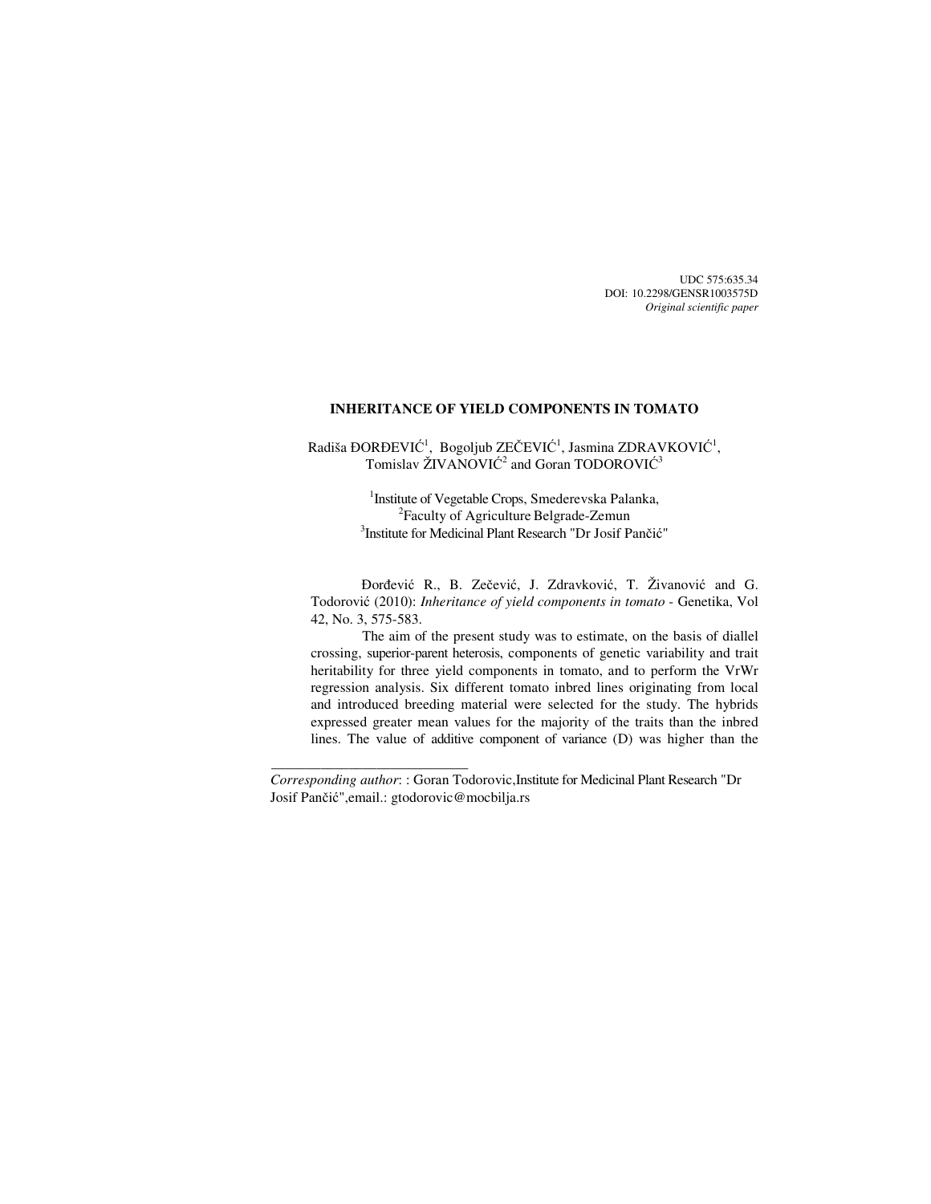UDC 575:635.34
DOI: 10.2298/GENSR1003575D
*Original scientific paper*

# INHERITANCE OF YIELD COMPONENTS IN TOMATO

Radiša ĐORĐEVIĆ[1], Bogoljub ZEČEVIĆ[1], Jasmina ZDRAVKOVIĆ[1], Tomislav ŽIVANOVIĆ[2] and Goran TODOROVIĆ[3]

[1]Institute of Vegetable Crops, Smederevska Palanka,
[2]Faculty of Agriculture Belgrade-Zemun
[3]Institute for Medicinal Plant Research "Dr Josif Pančić"

Đorđević R., B. Zečević, J. Zdravković, T. Živanović and G. Todorović (2010): *Inheritance of yield components in tomato* - Genetika, Vol 42, No. 3, 575-583.

The aim of the present study was to estimate, on the basis of diallel crossing, superior-parent heterosis, components of genetic variability and trait heritability for three yield components in tomato, and to perform the VrWr regression analysis. Six different tomato inbred lines originating from local and introduced breeding material were selected for the study. The hybrids expressed greater mean values for the majority of the traits than the inbred lines. The value of additive component of variance (D) was higher than the

---

*Corresponding author*: : Goran Todorovic,Institute for Medicinal Plant Research "Dr Josif Pančić",email.: gtodorovic@mocbilja.rs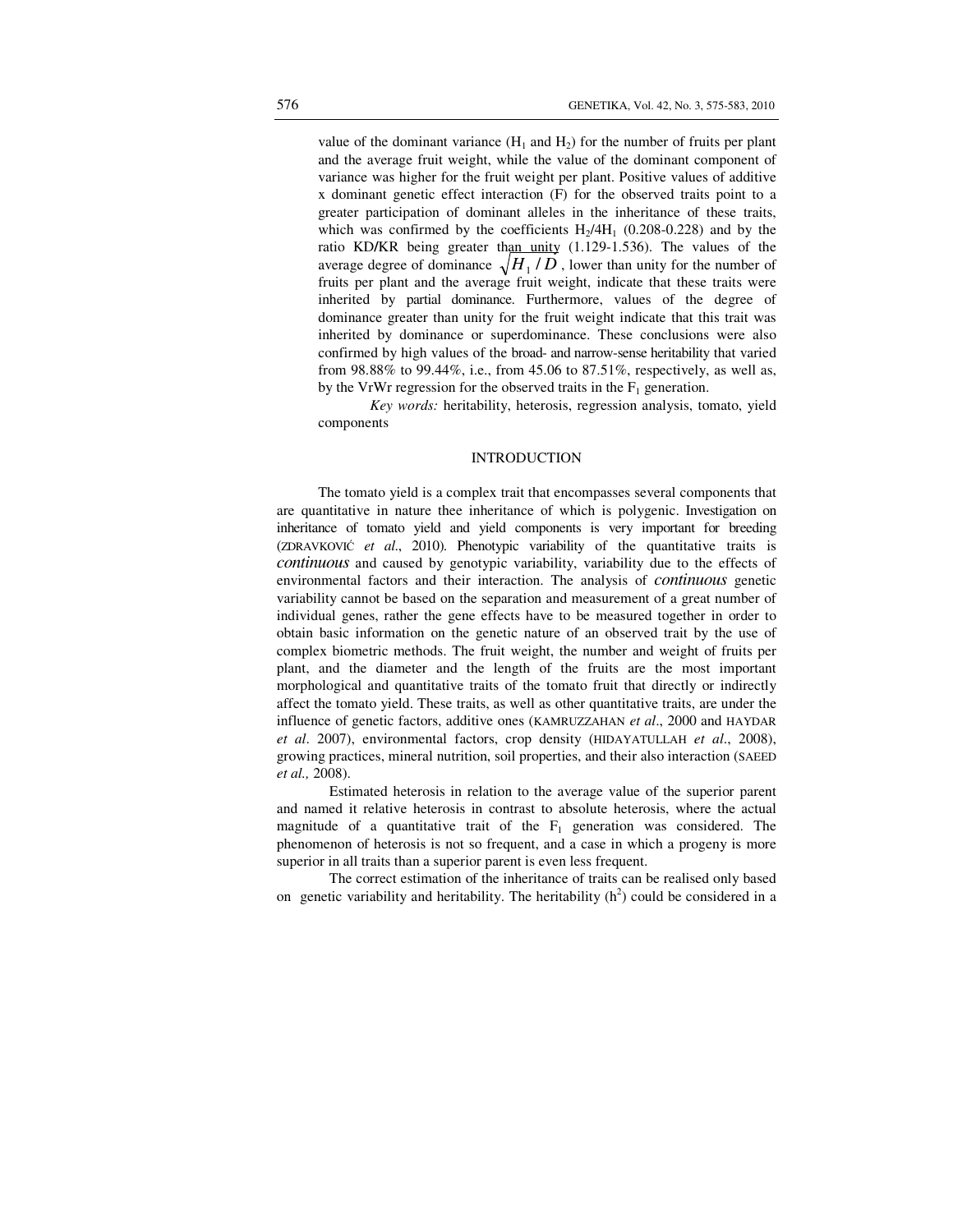value of the dominant variance ($H_1$ and $H_2$) for the number of fruits per plant and the average fruit weight, while the value of the dominant component of variance was higher for the fruit weight per plant. Positive values of additive x dominant genetic effect interaction (F) for the observed traits point to a greater participation of dominant alleles in the inheritance of these traits, which was confirmed by the coefficients $H_2/4H_1$ (0.208-0.228) and by the ratio KD/KR being greater than unity (1.129-1.536). The values of the average degree of dominance $\sqrt{H_1 / D}$, lower than unity for the number of fruits per plant and the average fruit weight, indicate that these traits were inherited by partial dominance. Furthermore, values of the degree of dominance greater than unity for the fruit weight indicate that this trait was inherited by dominance or superdominance. These conclusions were also confirmed by high values of the broad- and narrow-sense heritability that varied from 98.88% to 99.44%, i.e., from 45.06 to 87.51%, respectively, as well as, by the VrWr regression for the observed traits in the $F_1$ generation.

*Key words:* heritability, heterosis, regression analysis, tomato, yield components

## INTRODUCTION

The tomato yield is a complex trait that encompasses several components that are quantitative in nature thee inheritance of which is polygenic. Investigation on inheritance of tomato yield and yield components is very important for breeding (ZDRAVKOVIĆ *et al*., 2010). Phenotypic variability of the quantitative traits is *continuous* and caused by genotypic variability, variability due to the effects of environmental factors and their interaction. The analysis of *continuous* genetic variability cannot be based on the separation and measurement of a great number of individual genes, rather the gene effects have to be measured together in order to obtain basic information on the genetic nature of an observed trait by the use of complex biometric methods. The fruit weight, the number and weight of fruits per plant, and the diameter and the length of the fruits are the most important morphological and quantitative traits of the tomato fruit that directly or indirectly affect the tomato yield. These traits, as well as other quantitative traits, are under the influence of genetic factors, additive ones (KAMRUZZAHAN *et al*., 2000 and HAYDAR *et al*. 2007), environmental factors, crop density (HIDAYATULLAH *et al*., 2008), growing practices, mineral nutrition, soil properties, and their also interaction (SAEED *et al.,* 2008).

Estimated heterosis in relation to the average value of the superior parent and named it relative heterosis in contrast to absolute heterosis, where the actual magnitude of a quantitative trait of the $F_1$ generation was considered. The phenomenon of heterosis is not so frequent, and a case in which a progeny is more superior in all traits than a superior parent is even less frequent.

The correct estimation of the inheritance of traits can be realised only based on genetic variability and heritability. The heritability ($h^2$) could be considered in a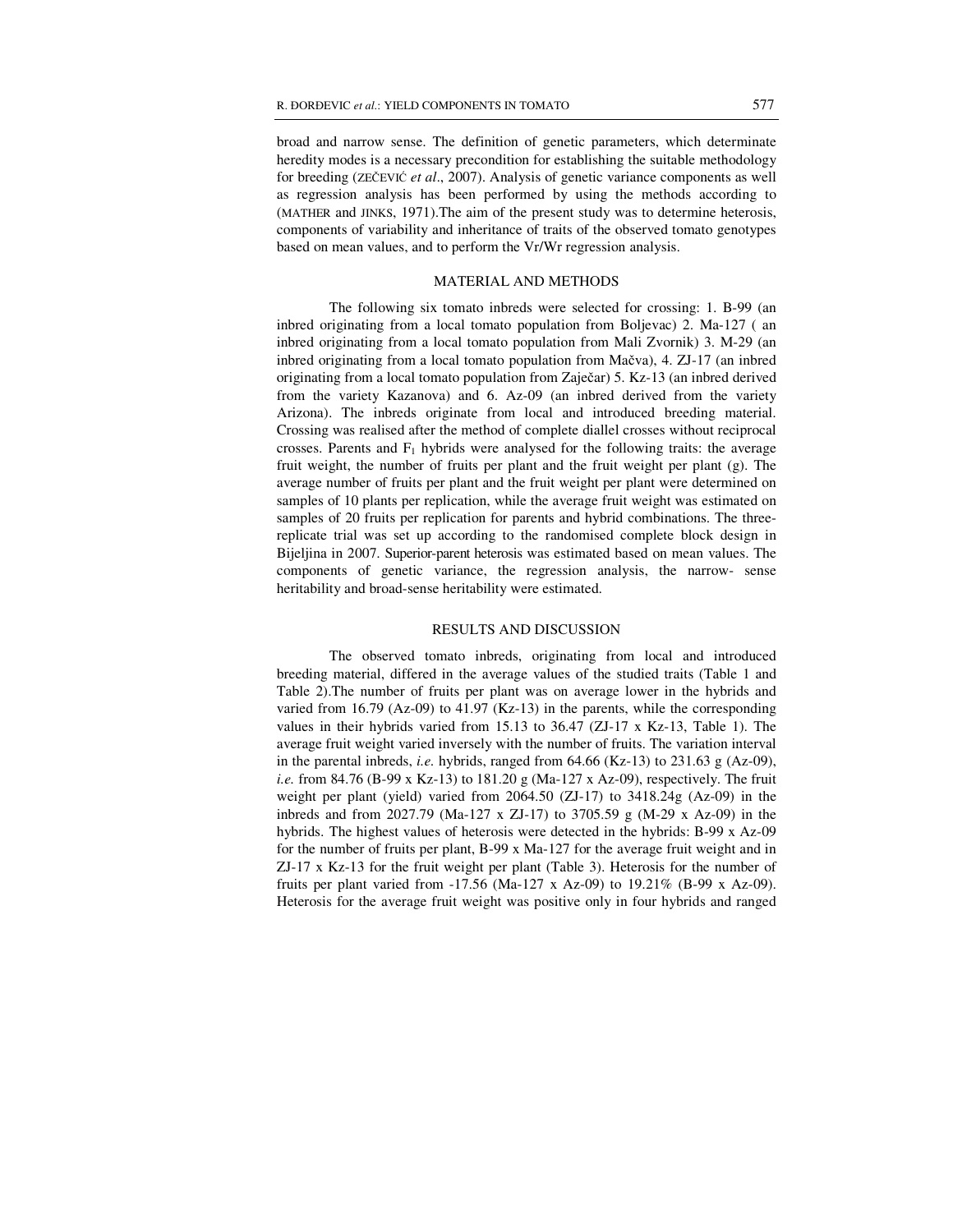broad and narrow sense. The definition of genetic parameters, which determinate heredity modes is a necessary precondition for establishing the suitable methodology for breeding (ZEČEVIĆ *et al*., 2007). Analysis of genetic variance components as well as regression analysis has been performed by using the methods according to (MATHER and JINKS, 1971).The aim of the present study was to determine heterosis, components of variability and inheritance of traits of the observed tomato genotypes based on mean values, and to perform the Vr/Wr regression analysis.

## MATERIAL AND METHODS

The following six tomato inbreds were selected for crossing: 1. B-99 (an inbred originating from a local tomato population from Boljevac) 2. Ma-127 ( an inbred originating from a local tomato population from Mali Zvornik) 3. M-29 (an inbred originating from a local tomato population from Mačva), 4. ZJ-17 (an inbred originating from a local tomato population from Zaječar) 5. Kz-13 (an inbred derived from the variety Kazanova) and 6. Az-09 (an inbred derived from the variety Arizona). The inbreds originate from local and introduced breeding material. Crossing was realised after the method of complete diallel crosses without reciprocal crosses. Parents and $F_1$ hybrids were analysed for the following traits: the average fruit weight, the number of fruits per plant and the fruit weight per plant (g). The average number of fruits per plant and the fruit weight per plant were determined on samples of 10 plants per replication, while the average fruit weight was estimated on samples of 20 fruits per replication for parents and hybrid combinations. The three-replicate trial was set up according to the randomised complete block design in Bijeljina in 2007. Superior-parent heterosis was estimated based on mean values. The components of genetic variance, the regression analysis, the narrow- sense heritability and broad-sense heritability were estimated.

## RESULTS AND DISCUSSION

The observed tomato inbreds, originating from local and introduced breeding material, differed in the average values of the studied traits (Table 1 and Table 2).The number of fruits per plant was on average lower in the hybrids and varied from 16.79 (Az-09) to 41.97 (Kz-13) in the parents, while the corresponding values in their hybrids varied from 15.13 to 36.47 (ZJ-17 x Kz-13, Table 1). The average fruit weight varied inversely with the number of fruits. The variation interval in the parental inbreds, *i.e.* hybrids, ranged from 64.66 (Kz-13) to 231.63 g (Az-09), *i.e.* from 84.76 (B-99 x Kz-13) to 181.20 g (Ma-127 x Az-09), respectively. The fruit weight per plant (yield) varied from 2064.50 (ZJ-17) to 3418.24g (Az-09) in the inbreds and from 2027.79 (Ma-127 x ZJ-17) to 3705.59 g (M-29 x Az-09) in the hybrids. The highest values of heterosis were detected in the hybrids: B-99 x Az-09 for the number of fruits per plant, B-99 x Ma-127 for the average fruit weight and in ZJ-17 x Kz-13 for the fruit weight per plant (Table 3). Heterosis for the number of fruits per plant varied from -17.56 (Ma-127 x Az-09) to 19.21% (B-99 x Az-09). Heterosis for the average fruit weight was positive only in four hybrids and ranged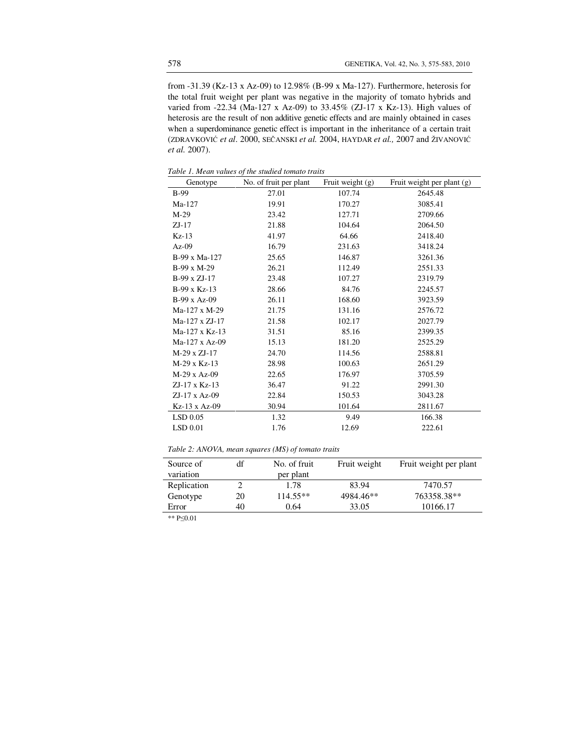from -31.39 (Kz-13 x Az-09) to 12.98% (B-99 x Ma-127). Furthermore, heterosis for the total fruit weight per plant was negative in the majority of tomato hybrids and varied from -22.34 (Ma-127 x Az-09) to 33.45% (ZJ-17 x Kz-13). High values of heterosis are the result of non additive genetic effects and are mainly obtained in cases when a superdominance genetic effect is important in the inheritance of a certain trait (ZDRAVKOVIĆ *et al*. 2000, SEČANSKI *et al.* 2004, HAYDAR *et al.,* 2007 and ŽIVANOVIĆ *et al.* 2007).

*Table 1. Mean values of the studied tomato traits*

| Genotype | No. of fruit per plant | Fruit weight (g) | Fruit weight per plant (g) |
|---|---|---|---|
| B-99 | 27.01 | 107.74 | 2645.48 |
| Ma-127 | 19.91 | 170.27 | 3085.41 |
| M-29 | 23.42 | 127.71 | 2709.66 |
| ZJ-17 | 21.88 | 104.64 | 2064.50 |
| Kz-13 | 41.97 | 64.66 | 2418.40 |
| Az-09 | 16.79 | 231.63 | 3418.24 |
| B-99 x Ma-127 | 25.65 | 146.87 | 3261.36 |
| B-99 x M-29 | 26.21 | 112.49 | 2551.33 |
| B-99 x ZJ-17 | 23.48 | 107.27 | 2319.79 |
| B-99 x Kz-13 | 28.66 | 84.76 | 2245.57 |
| B-99 x Az-09 | 26.11 | 168.60 | 3923.59 |
| Ma-127 x M-29 | 21.75 | 131.16 | 2576.72 |
| Ma-127 x ZJ-17 | 21.58 | 102.17 | 2027.79 |
| Ma-127 x Kz-13 | 31.51 | 85.16 | 2399.35 |
| Ma-127 x Az-09 | 15.13 | 181.20 | 2525.29 |
| M-29 x ZJ-17 | 24.70 | 114.56 | 2588.81 |
| M-29 x Kz-13 | 28.98 | 100.63 | 2651.29 |
| M-29 x Az-09 | 22.65 | 176.97 | 3705.59 |
| ZJ-17 x Kz-13 | 36.47 | 91.22 | 2991.30 |
| ZJ-17 x Az-09 | 22.84 | 150.53 | 3043.28 |
| Kz-13 x Az-09 | 30.94 | 101.64 | 2811.67 |
| LSD 0.05 | 1.32 | 9.49 | 166.38 |
| LSD 0.01 | 1.76 | 12.69 | 222.61 |

*Table 2: ANOVA, mean squares (MS) of tomato traits*

| Source of variation | df | No. of fruit per plant | Fruit weight | Fruit weight per plant |
|---|---|---|---|---|
| Replication | 2 | 1.78 | 83.94 | 7470.57 |
| Genotype | 20 | 114.55** | 4984.46** | 763358.38** |
| Error | 40 | 0.64 | 33.05 | 10166.17 |

** $P \leq 0.01$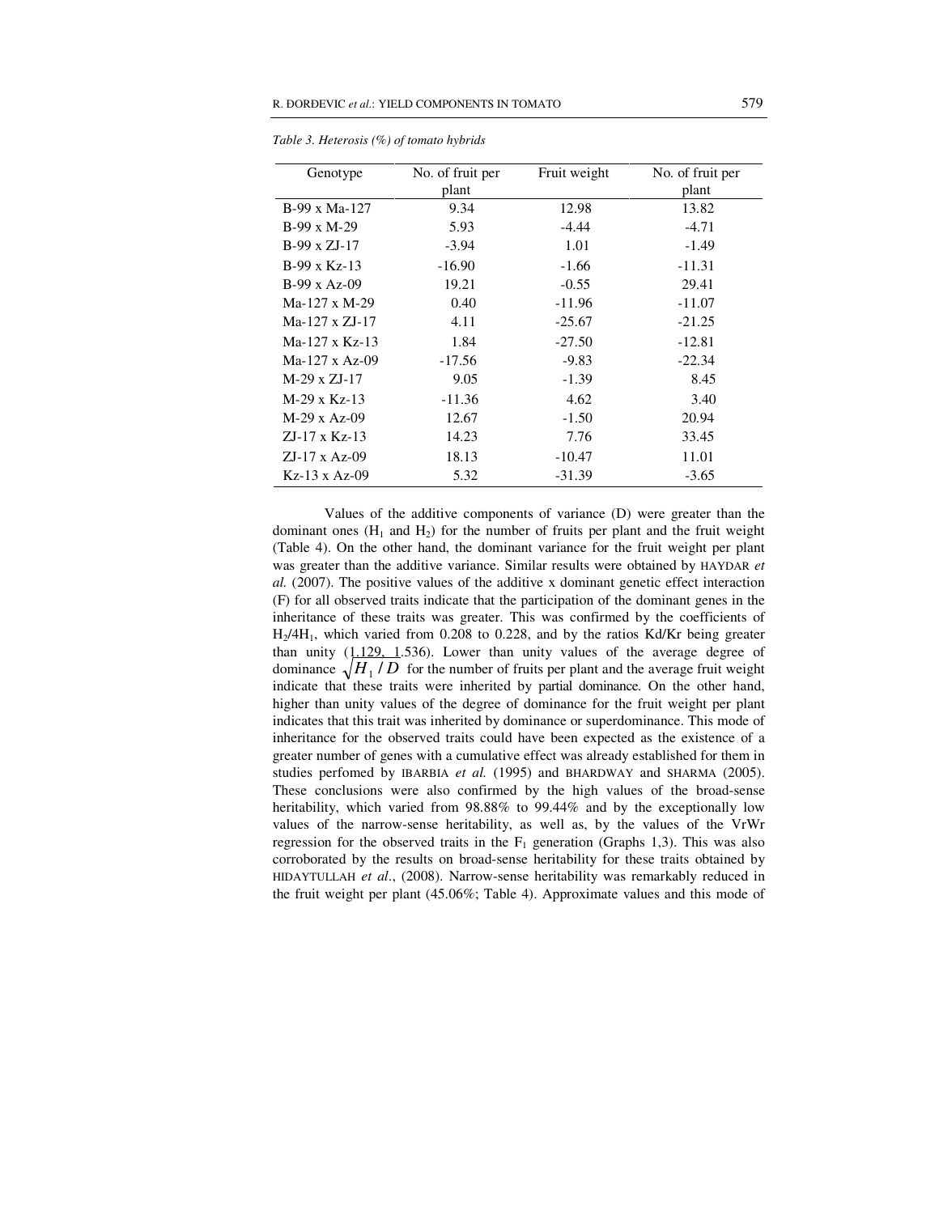*Table 3. Heterosis (%) of tomato hybrids*

| Genotype | No. of fruit per plant | Fruit weight | No. of fruit per plant |
|---|---|---|---|
| B-99 x Ma-127 | 9.34 | 12.98 | 13.82 |
| B-99 x M-29 | 5.93 | -4.44 | -4.71 |
| B-99 x ZJ-17 | -3.94 | 1.01 | -1.49 |
| B-99 x Kz-13 | -16.90 | -1.66 | -11.31 |
| B-99 x Az-09 | 19.21 | -0.55 | 29.41 |
| Ma-127 x M-29 | 0.40 | -11.96 | -11.07 |
| Ma-127 x ZJ-17 | 4.11 | -25.67 | -21.25 |
| Ma-127 x Kz-13 | 1.84 | -27.50 | -12.81 |
| Ma-127 x Az-09 | -17.56 | -9.83 | -22.34 |
| M-29 x ZJ-17 | 9.05 | -1.39 | 8.45 |
| M-29 x Kz-13 | -11.36 | 4.62 | 3.40 |
| M-29 x Az-09 | 12.67 | -1.50 | 20.94 |
| ZJ-17 x Kz-13 | 14.23 | 7.76 | 33.45 |
| ZJ-17 x Az-09 | 18.13 | -10.47 | 11.01 |
| Kz-13 x Az-09 | 5.32 | -31.39 | -3.65 |

Values of the additive components of variance (D) were greater than the dominant ones ($H_1$ and $H_2$) for the number of fruits per plant and the fruit weight (Table 4). On the other hand, the dominant variance for the fruit weight per plant was greater than the additive variance. Similar results were obtained by HAYDAR *et al.* (2007). The positive values of the additive x dominant genetic effect interaction (F) for all observed traits indicate that the participation of the dominant genes in the inheritance of these traits was greater. This was confirmed by the coefficients of $H_2/4H_1$, which varied from 0.208 to 0.228, and by the ratios Kd/Kr being greater than unity (1.129, 1.536). Lower than unity values of the average degree of dominance $\sqrt{H_1/D}$ for the number of fruits per plant and the average fruit weight indicate that these traits were inherited by partial dominance. On the other hand, higher than unity values of the degree of dominance for the fruit weight per plant indicates that this trait was inherited by dominance or superdominance. This mode of inheritance for the observed traits could have been expected as the existence of a greater number of genes with a cumulative effect was already established for them in studies perfomed by IBARBIA *et al.* (1995) and BHARDWAY and SHARMA (2005). These conclusions were also confirmed by the high values of the broad-sense heritability, which varied from 98.88% to 99.44% and by the exceptionally low values of the narrow-sense heritability, as well as, by the values of the VrWr regression for the observed traits in the $F_1$ generation (Graphs 1,3). This was also corroborated by the results on broad-sense heritability for these traits obtained by HIDAYTULLAH *et al*., (2008). Narrow-sense heritability was remarkably reduced in the fruit weight per plant (45.06%; Table 4). Approximate values and this mode of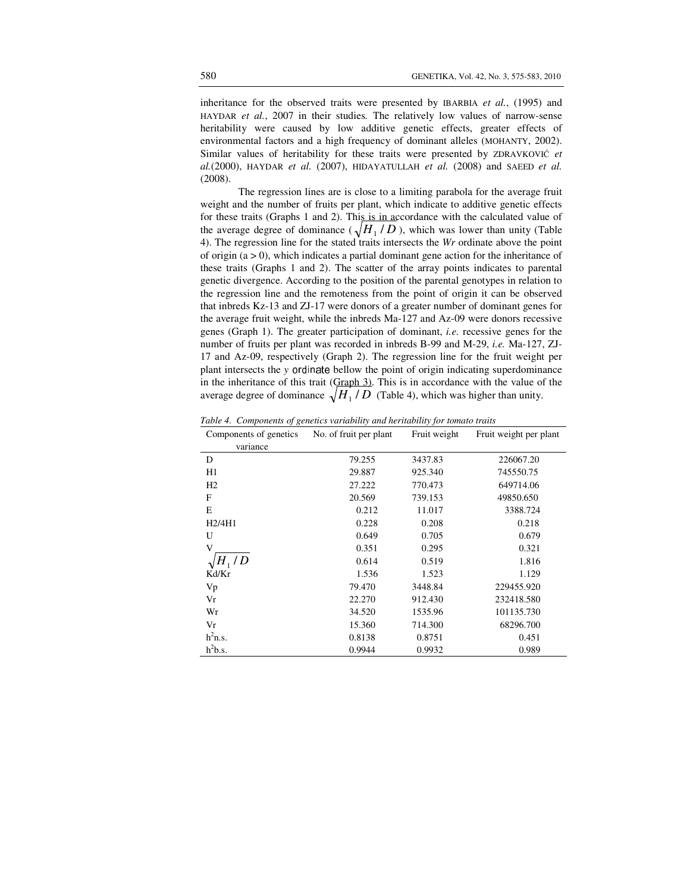inheritance for the observed traits were presented by IBARBIA *et al.*, (1995) and HAYDAR *et al.*, 2007 in their studies. The relatively low values of narrow-sense heritability were caused by low additive genetic effects, greater effects of environmental factors and a high frequency of dominant alleles (MOHANTY, 2002). Similar values of heritability for these traits were presented by ZDRAVKOVIĆ *et al.*(2000), HAYDAR *et al.* (2007), HIDAYATULLAH *et al.* (2008) and SAEED *et al.* (2008).

The regression lines are is close to a limiting parabola for the average fruit weight and the number of fruits per plant, which indicate to additive genetic effects for these traits (Graphs 1 and 2). This is in accordance with the calculated value of the average degree of dominance ($\sqrt{H_1/D}$), which was lower than unity (Table 4). The regression line for the stated traits intersects the *Wr* ordinate above the point of origin (a > 0), which indicates a partial dominant gene action for the inheritance of these traits (Graphs 1 and 2). The scatter of the array points indicates to parental genetic divergence. According to the position of the parental genotypes in relation to the regression line and the remoteness from the point of origin it can be observed that inbreds Kz-13 and ZJ-17 were donors of a greater number of dominant genes for the average fruit weight, while the inbreds Ma-127 and Az-09 were donors recessive genes (Graph 1). The greater participation of dominant, *i.e.* recessive genes for the number of fruits per plant was recorded in inbreds B-99 and M-29, *i.e.* Ma-127, ZJ-17 and Az-09, respectively (Graph 2). The regression line for the fruit weight per plant intersects the *y* ordinate bellow the point of origin indicating superdominance in the inheritance of this trait (Graph 3). This is in accordance with the value of the average degree of dominance $\sqrt{H_1/D}$ (Table 4), which was higher than unity.

*Table 4. Components of genetics variability and heritability for tomato traits*

| Components of genetics variance | No. of fruit per plant | Fruit weight | Fruit weight per plant |
|---|---|---|---|
| D | 79.255 | 3437.83 | 226067.20 |
| H1 | 29.887 | 925.340 | 745550.75 |
| H2 | 27.222 | 770.473 | 649714.06 |
| F | 20.569 | 739.153 | 49850.650 |
| E | 0.212 | 11.017 | 3388.724 |
| H2/4H1 | 0.228 | 0.208 | 0.218 |
| U | 0.649 | 0.705 | 0.679 |
| V | 0.351 | 0.295 | 0.321 |
| $\sqrt{H_1/D}$ | 0.614 | 0.519 | 1.816 |
| Kd/Kr | 1.536 | 1.523 | 1.129 |
| Vp | 79.470 | 3448.84 | 229455.920 |
| Vr | 22.270 | 912.430 | 232418.580 |
| Wr | 34.520 | 1535.96 | 101135.730 |
| Vr | 15.360 | 714.300 | 68296.700 |
| $h^2$n.s. | 0.8138 | 0.8751 | 0.451 |
| $h^2$b.s. | 0.9944 | 0.9932 | 0.989 |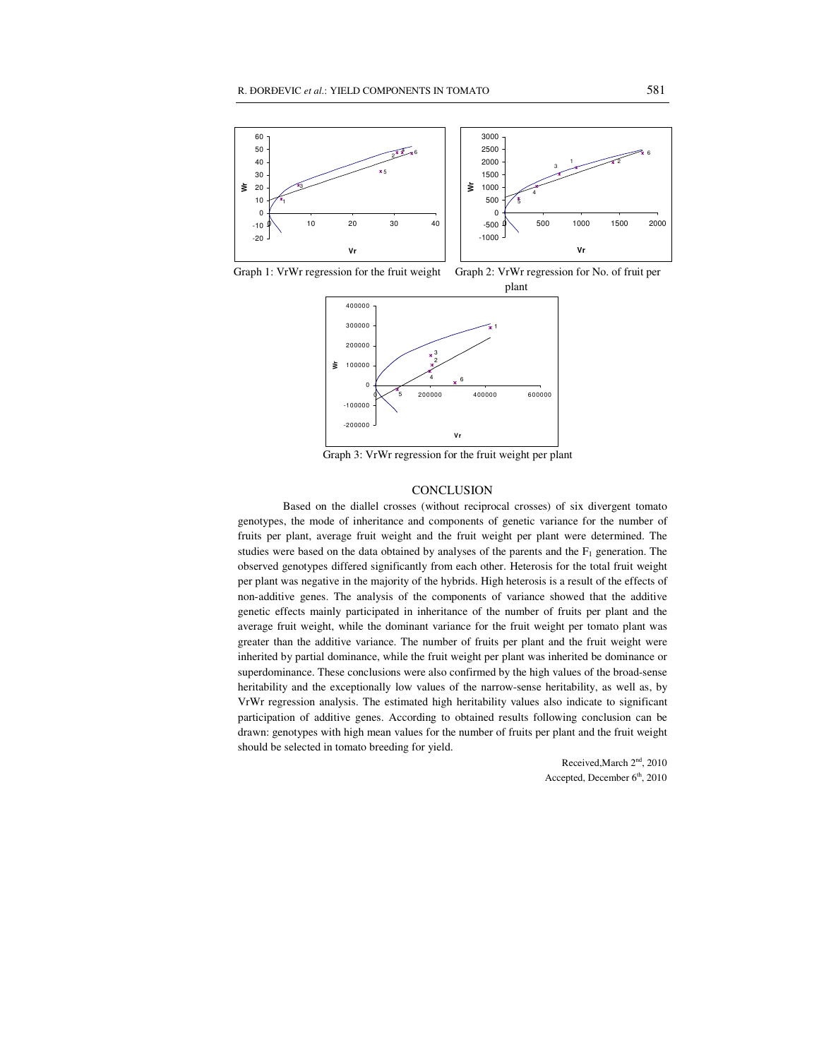Graph 1: VrWr regression for the fruit weight

Graph 2: VrWr regression for No. of fruit per plant

Graph 3: VrWr regression for the fruit weight per plant

## CONCLUSION

Based on the diallel crosses (without reciprocal crosses) of six divergent tomato genotypes, the mode of inheritance and components of genetic variance for the number of fruits per plant, average fruit weight and the fruit weight per plant were determined. The studies were based on the data obtained by analyses of the parents and the $F_1$ generation. The observed genotypes differed significantly from each other. Heterosis for the total fruit weight per plant was negative in the majority of the hybrids. High heterosis is a result of the effects of non-additive genes. The analysis of the components of variance showed that the additive genetic effects mainly participated in inheritance of the number of fruits per plant and the average fruit weight, while the dominant variance for the fruit weight per tomato plant was greater than the additive variance. The number of fruits per plant and the fruit weight were inherited by partial dominance, while the fruit weight per plant was inherited be dominance or superdominance. These conclusions were also confirmed by the high values of the broad-sense heritability and the exceptionally low values of the narrow-sense heritability, as well as, by VrWr regression analysis. The estimated high heritability values also indicate to significant participation of additive genes. According to obtained results following conclusion can be drawn: genotypes with high mean values for the number of fruits per plant and the fruit weight should be selected in tomato breeding for yield.

Received,March 2nd, 2010
Accepted, December 6th, 2010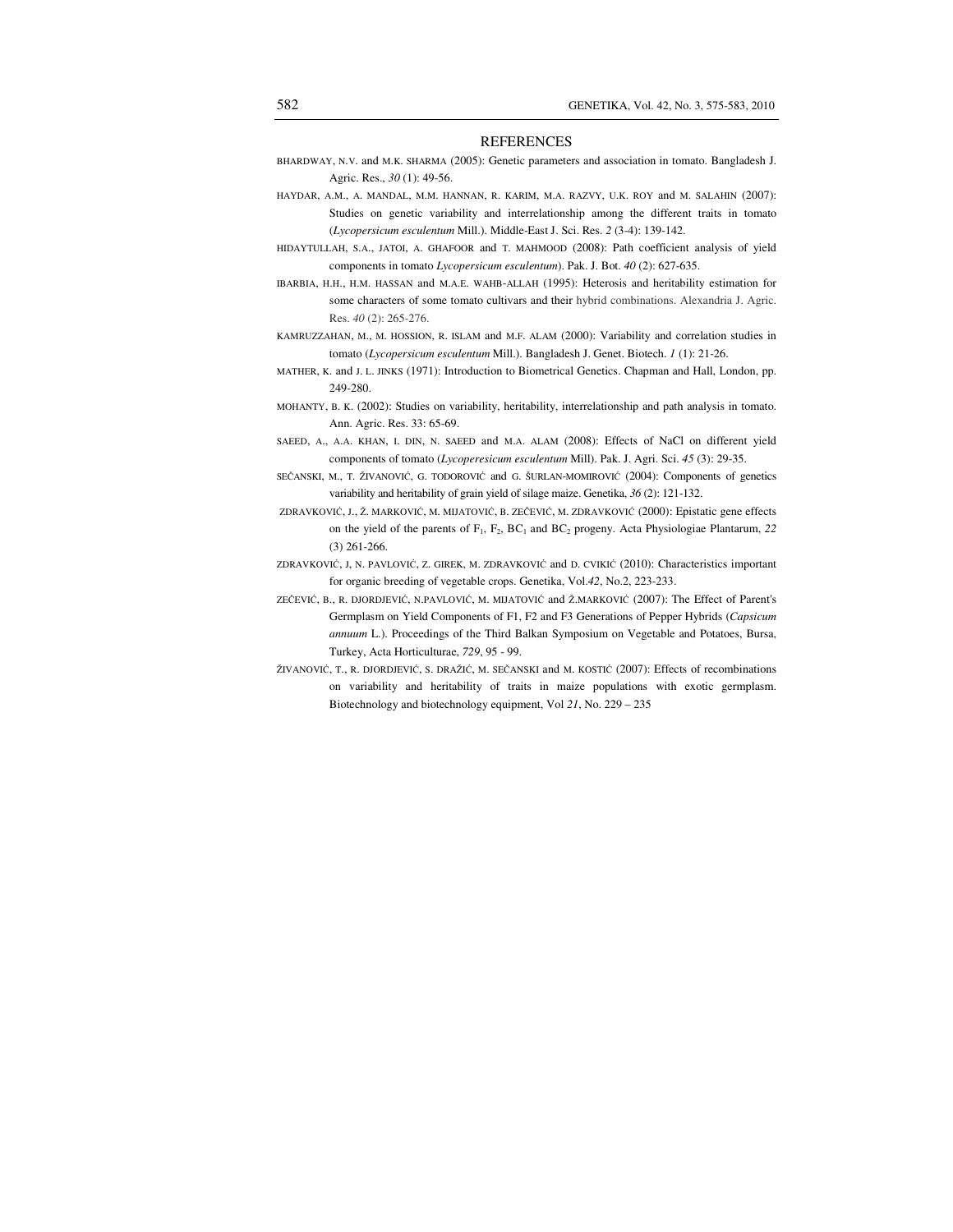## REFERENCES

BHARDWAY, N.V. and M.K. SHARMA (2005): Genetic parameters and association in tomato. Bangladesh J. Agric. Res., *30* (1): 49-56.

HAYDAR, A.M., A. MANDAL, M.M. HANNAN, R. KARIM, M.A. RAZVY, U.K. ROY and M. SALAHIN (2007): Studies on genetic variability and interrelationship among the different traits in tomato (*Lycopersicum esculentum* Mill.). Middle-East J. Sci. Res. *2* (3-4): 139-142.

HIDAYTULLAH, S.A., JATOI, A. GHAFOOR and T. MAHMOOD (2008): Path coefficient analysis of yield components in tomato *Lycopersicum esculentum*). Pak. J. Bot. *40* (2): 627-635.

IBARBIA, H.H., H.M. HASSAN and M.A.E. WAHB-ALLAH (1995): Heterosis and heritability estimation for some characters of some tomato cultivars and their hybrid combinations. Alexandria J. Agric. Res. *40* (2): 265-276.

KAMRUZZAHAN, M., M. HOSSION, R. ISLAM and M.F. ALAM (2000): Variability and correlation studies in tomato (*Lycopersicum esculentum* Mill.). Bangladesh J. Genet. Biotech. *1* (1): 21-26.

MATHER, K. and J. L. JINKS (1971): Introduction to Biometrical Genetics. Chapman and Hall, London, pp. 249-280.

MOHANTY, B. K. (2002): Studies on variability, heritability, interrelationship and path analysis in tomato. Ann. Agric. Res. 33: 65-69.

SAEED, A., A.A. KHAN, I. DIN, N. SAEED and M.A. ALAM (2008): Effects of NaCl on different yield components of tomato (*Lycoperesicum esculentum* Mill). Pak. J. Agri. Sci. *45* (3): 29-35.

SEČANSKI, M., T. ŽIVANOVIĆ, G. TODOROVIĆ and G. ŠURLAN-MOMIROVIĆ (2004): Components of genetics variability and heritability of grain yield of silage maize. Genetika, *36* (2): 121-132.

ZDRAVKOVIĆ, J., Ž. MARKOVIĆ, M. MIJATOVIĆ, B. ZEČEVIĆ, M. ZDRAVKOVIĆ (2000): Epistatic gene effects on the yield of the parents of $F_1$, $F_2$, $BC_1$ and $BC_2$ progeny. Acta Physiologiae Plantarum, *22* (3) 261-266.

ZDRAVKOVIĆ, J, N. PAVLOVIĆ, Z. GIREK, M. ZDRAVKOVIĆ and D. CVIKIĆ (2010): Characteristics important for organic breeding of vegetable crops. Genetika, Vol.*42*, No.2, 223-233.

ZEČEVIĆ, B., R. DJORDJEVIĆ, N.PAVLOVIĆ, M. MIJATOVIĆ and Ž.MARKOVIĆ (2007): The Effect of Parent's Germplasm on Yield Components of F1, F2 and F3 Generations of Pepper Hybrids (*Capsicum annuum* L.). Proceedings of the Third Balkan Symposium on Vegetable and Potatoes, Bursa, Turkey, Acta Horticulturae, *729*, 95 - 99.

ŽIVANOVIĆ, T., R. DJORDJEVIĆ, S. DRAŽIĆ, M. SEČANSKI and M. KOSTIĆ (2007): Effects of recombinations on variability and heritability of traits in maize populations with exotic germplasm. Biotechnology and biotechnology equipment, Vol *21*, No. 229 – 235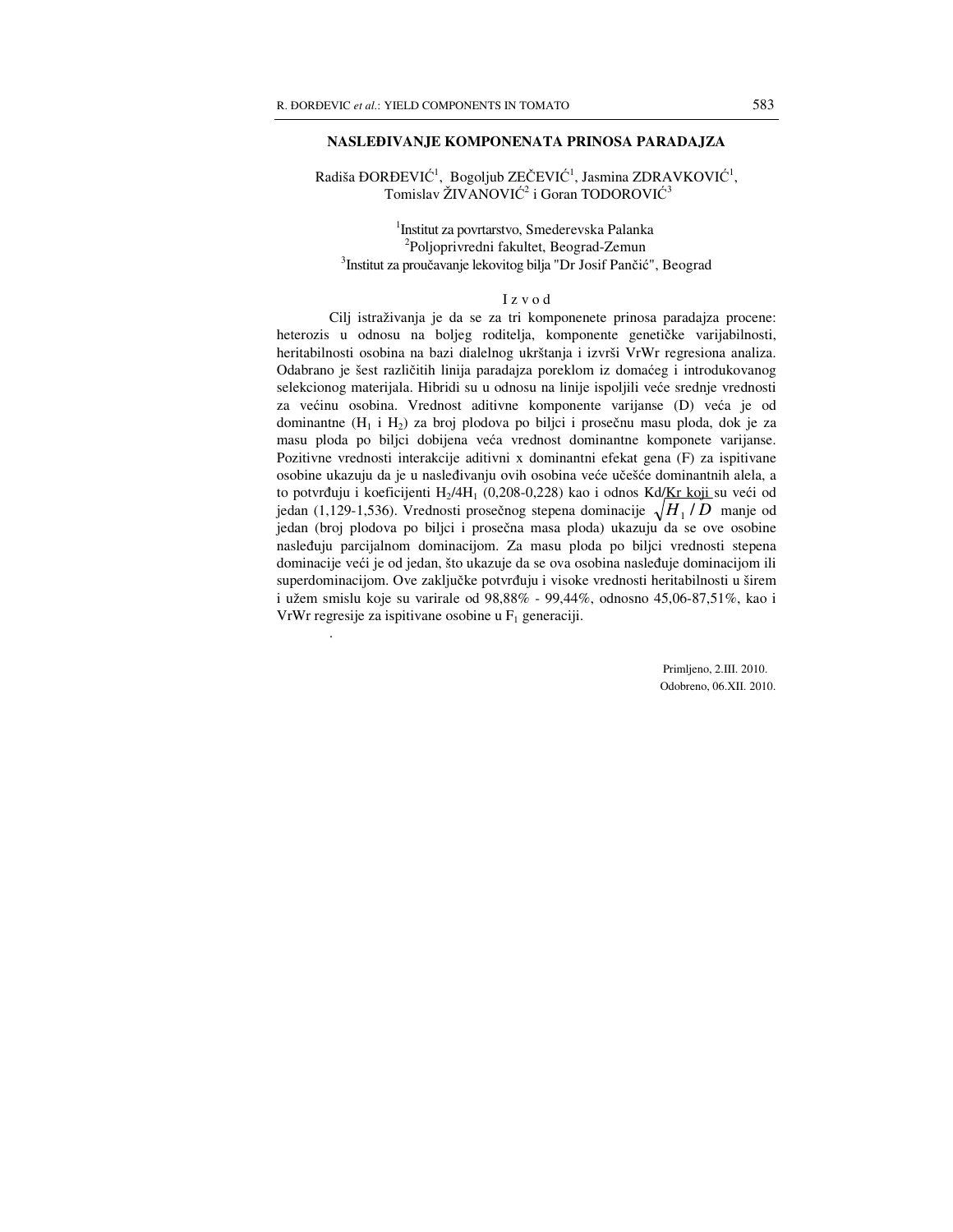## NASLEĐIVANJE KOMPONENATA PRINOSA PARADAJZA

Radiša ĐORĐEVIĆ[1], Bogoljub ZEČEVIĆ[1], Jasmina ZDRAVKOVIĆ[1], Tomislav ŽIVANOVIĆ[2] i Goran TODOROVIĆ[3]

[1]Institut za povrtarstvo, Smederevska Palanka
[2]Poljoprivredni fakultet, Beograd-Zemun
[3]Institut za proučavanje lekovitog bilja "Dr Josif Pančić", Beograd

### I z v o d

Cilj istraživanja je da se za tri komponenete prinosa paradajza procene: heterozis u odnosu na boljeg roditelja, komponente genetičke varijabilnosti, heritabilnosti osobina na bazi dialelnog ukrštanja i izvrši VrWr regresiona analiza. Odabrano je šest različitih linija paradajza poreklom iz domaćeg i introdukovanog selekcionog materijala. Hibridi su u odnosu na linije ispoljili veće srednje vrednosti za većinu osobina. Vrednost aditivne komponente varijanse (D) veća je od dominantne ($H_1$ i $H_2$) za broj plodova po biljci i prosečnu masu ploda, dok je za masu ploda po biljci dobijena veća vrednost dominantne komponete varijanse. Pozitivne vrednosti interakcije aditivni x dominantni efekat gena (F) za ispitivane osobine ukazuju da je u nasleđivanju ovih osobina veće učešće dominantnih alela, a to potvrđuju i koeficijenti $H_2/4H_1$ (0,208-0,228) kao i odnos Kd/Kr koji su veći od jedan (1,129-1,536). Vrednosti prosečnog stepena dominacije $\sqrt{H_1/D}$ manje od jedan (broj plodova po biljci i prosečna masa ploda) ukazuju da se ove osobine nasleđuju parcijalnom dominacijom. Za masu ploda po biljci vrednosti stepena dominacije veći je od jedan, što ukazuje da se ova osobina nasleđuje dominacijom ili superdominacijom. Ove zaključke potvrđuju i visoke vrednosti heritabilnosti u širem i užem smislu koje su varirale od 98,88% - 99,44%, odnosno 45,06-87,51%, kao i VrWr regresije za ispitivane osobine u $F_1$ generaciji.

Primljeno, 2.III. 2010.
Odobreno, 06.XII. 2010.